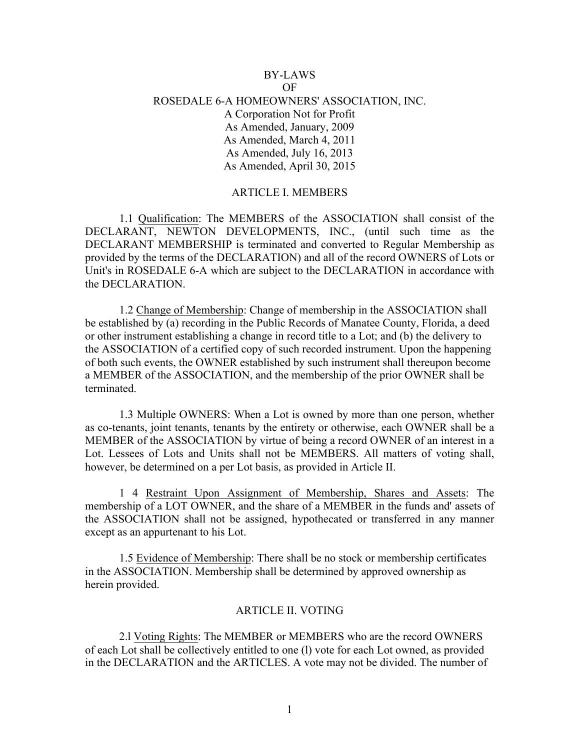# BY-LAWS
# OF
# ROSEDALE 6-A HOMEOWNERS' ASSOCIATION, INC.

A Corporation Not for Profit
As Amended, January, 2009
As Amended, March 4, 2011
As Amended, July 16, 2013
As Amended, April 30, 2015

## ARTICLE I. MEMBERS

1.1 Qualification: The MEMBERS of the ASSOCIATION shall consist of the DECLARANT, NEWTON DEVELOPMENTS, INC., (until such time as the DECLARANT MEMBERSHIP is terminated and converted to Regular Membership as provided by the terms of the DECLARATION) and all of the record OWNERS of Lots or Unit's in ROSEDALE 6-A which are subject to the DECLARATION in accordance with the DECLARATION.

1.2 Change of Membership: Change of membership in the ASSOCIATION shall be established by (a) recording in the Public Records of Manatee County, Florida, a deed or other instrument establishing a change in record title to a Lot; and (b) the delivery to the ASSOCIATION of a certified copy of such recorded instrument. Upon the happening of both such events, the OWNER established by such instrument shall thereupon become a MEMBER of the ASSOCIATION, and the membership of the prior OWNER shall be terminated.

1.3 Multiple OWNERS: When a Lot is owned by more than one person, whether as co-tenants, joint tenants, tenants by the entirety or otherwise, each OWNER shall be a MEMBER of the ASSOCIATION by virtue of being a record OWNER of an interest in a Lot. Lessees of Lots and Units shall not be MEMBERS. All matters of voting shall, however, be determined on a per Lot basis, as provided in Article II.

1 4 Restraint Upon Assignment of Membership, Shares and Assets: The membership of a LOT OWNER, and the share of a MEMBER in the funds and' assets of the ASSOCIATION shall not be assigned, hypothecated or transferred in any manner except as an appurtenant to his Lot.

1.5 Evidence of Membership: There shall be no stock or membership certificates in the ASSOCIATION. Membership shall be determined by approved ownership as herein provided.

## ARTICLE II. VOTING

2.l Voting Rights: The MEMBER or MEMBERS who are the record OWNERS of each Lot shall be collectively entitled to one (l) vote for each Lot owned, as provided in the DECLARATION and the ARTICLES. A vote may not be divided. The number of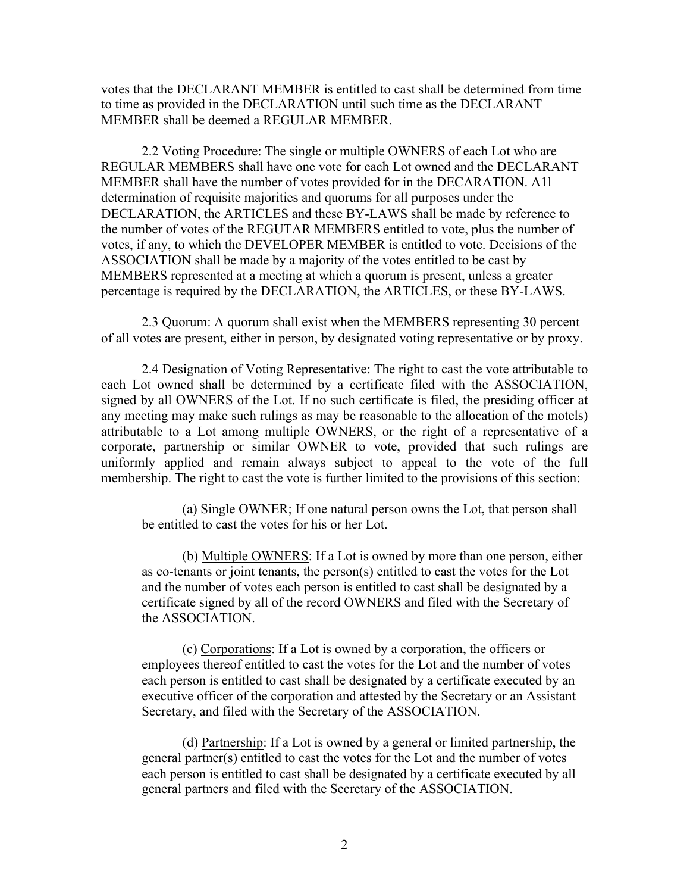votes that the DECLARANT MEMBER is entitled to cast shall be determined from time to time as provided in the DECLARATION until such time as the DECLARANT MEMBER shall be deemed a REGULAR MEMBER.

2.2 Voting Procedure: The single or multiple OWNERS of each Lot who are REGULAR MEMBERS shall have one vote for each Lot owned and the DECLARANT MEMBER shall have the number of votes provided for in the DECARATION. A1l determination of requisite majorities and quorums for all purposes under the DECLARATION, the ARTICLES and these BY-LAWS shall be made by reference to the number of votes of the REGUTAR MEMBERS entitled to vote, plus the number of votes, if any, to which the DEVELOPER MEMBER is entitled to vote. Decisions of the ASSOCIATION shall be made by a majority of the votes entitled to be cast by MEMBERS represented at a meeting at which a quorum is present, unless a greater percentage is required by the DECLARATION, the ARTICLES, or these BY-LAWS.

2.3 Quorum: A quorum shall exist when the MEMBERS representing 30 percent of all votes are present, either in person, by designated voting representative or by proxy.

2.4 Designation of Voting Representative: The right to cast the vote attributable to each Lot owned shall be determined by a certificate filed with the ASSOCIATION, signed by all OWNERS of the Lot. If no such certificate is filed, the presiding officer at any meeting may make such rulings as may be reasonable to the allocation of the motels) attributable to a Lot among multiple OWNERS, or the right of a representative of a corporate, partnership or similar OWNER to vote, provided that such rulings are uniformly applied and remain always subject to appeal to the vote of the full membership. The right to cast the vote is further limited to the provisions of this section:

(a) Single OWNER; If one natural person owns the Lot, that person shall be entitled to cast the votes for his or her Lot.

(b) Multiple OWNERS: If a Lot is owned by more than one person, either as co-tenants or joint tenants, the person(s) entitled to cast the votes for the Lot and the number of votes each person is entitled to cast shall be designated by a certificate signed by all of the record OWNERS and filed with the Secretary of the ASSOCIATION.

(c) Corporations: If a Lot is owned by a corporation, the officers or employees thereof entitled to cast the votes for the Lot and the number of votes each person is entitled to cast shall be designated by a certificate executed by an executive officer of the corporation and attested by the Secretary or an Assistant Secretary, and filed with the Secretary of the ASSOCIATION.

(d) Partnership: If a Lot is owned by a general or limited partnership, the general partner(s) entitled to cast the votes for the Lot and the number of votes each person is entitled to cast shall be designated by a certificate executed by all general partners and filed with the Secretary of the ASSOCIATION.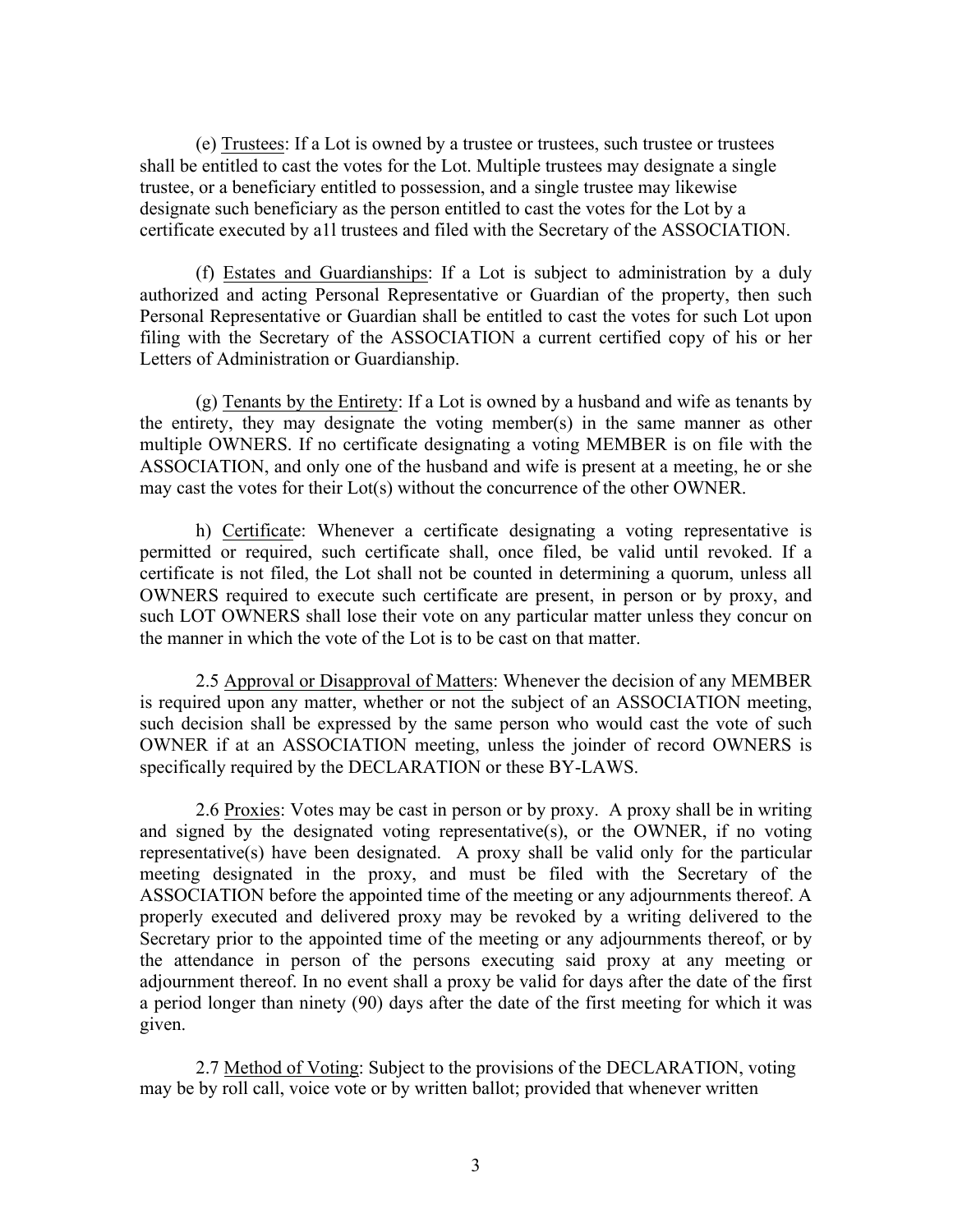(e) Trustees: If a Lot is owned by a trustee or trustees, such trustee or trustees shall be entitled to cast the votes for the Lot. Multiple trustees may designate a single trustee, or a beneficiary entitled to possession, and a single trustee may likewise designate such beneficiary as the person entitled to cast the votes for the Lot by a certificate executed by a1l trustees and filed with the Secretary of the ASSOCIATION.

(f) Estates and Guardianships: If a Lot is subject to administration by a duly authorized and acting Personal Representative or Guardian of the property, then such Personal Representative or Guardian shall be entitled to cast the votes for such Lot upon filing with the Secretary of the ASSOCIATION a current certified copy of his or her Letters of Administration or Guardianship.

(g) Tenants by the Entirety: If a Lot is owned by a husband and wife as tenants by the entirety, they may designate the voting member(s) in the same manner as other multiple OWNERS. If no certificate designating a voting MEMBER is on file with the ASSOCIATION, and only one of the husband and wife is present at a meeting, he or she may cast the votes for their Lot(s) without the concurrence of the other OWNER.

h) Certificate: Whenever a certificate designating a voting representative is permitted or required, such certificate shall, once filed, be valid until revoked. If a certificate is not filed, the Lot shall not be counted in determining a quorum, unless all OWNERS required to execute such certificate are present, in person or by proxy, and such LOT OWNERS shall lose their vote on any particular matter unless they concur on the manner in which the vote of the Lot is to be cast on that matter.

2.5 Approval or Disapproval of Matters: Whenever the decision of any MEMBER is required upon any matter, whether or not the subject of an ASSOCIATION meeting, such decision shall be expressed by the same person who would cast the vote of such OWNER if at an ASSOCIATION meeting, unless the joinder of record OWNERS is specifically required by the DECLARATION or these BY-LAWS.

2.6 Proxies: Votes may be cast in person or by proxy. A proxy shall be in writing and signed by the designated voting representative(s), or the OWNER, if no voting representative(s) have been designated. A proxy shall be valid only for the particular meeting designated in the proxy, and must be filed with the Secretary of the ASSOCIATION before the appointed time of the meeting or any adjournments thereof. A properly executed and delivered proxy may be revoked by a writing delivered to the Secretary prior to the appointed time of the meeting or any adjournments thereof, or by the attendance in person of the persons executing said proxy at any meeting or adjournment thereof. In no event shall a proxy be valid for days after the date of the first a period longer than ninety (90) days after the date of the first meeting for which it was given.

2.7 Method of Voting: Subject to the provisions of the DECLARATION, voting may be by roll call, voice vote or by written ballot; provided that whenever written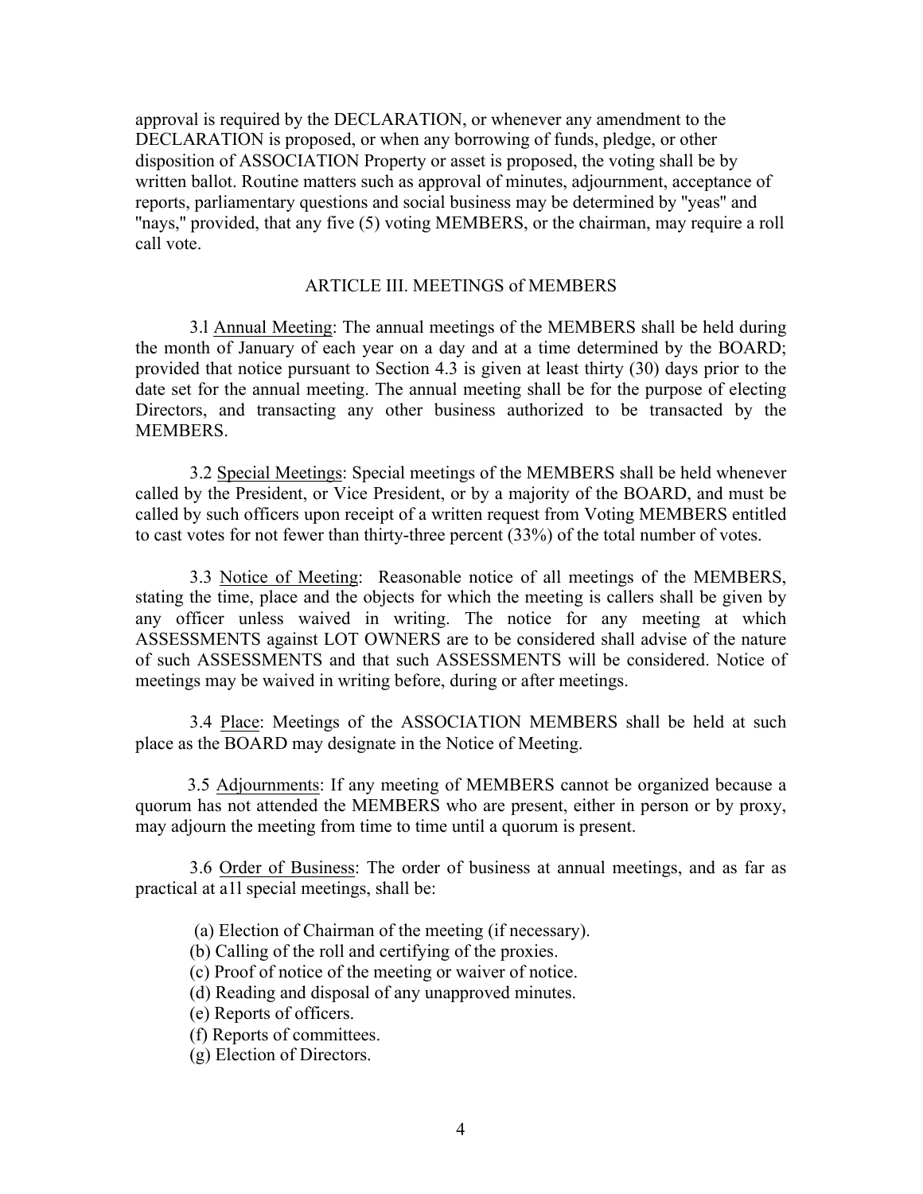approval is required by the DECLARATION, or whenever any amendment to the DECLARATION is proposed, or when any borrowing of funds, pledge, or other disposition of ASSOCIATION Property or asset is proposed, the voting shall be by written ballot. Routine matters such as approval of minutes, adjournment, acceptance of reports, parliamentary questions and social business may be determined by "yeas" and "nays," provided, that any five (5) voting MEMBERS, or the chairman, may require a roll call vote.

## ARTICLE III. MEETINGS of MEMBERS

3.l Annual Meeting: The annual meetings of the MEMBERS shall be held during the month of January of each year on a day and at a time determined by the BOARD; provided that notice pursuant to Section 4.3 is given at least thirty (30) days prior to the date set for the annual meeting. The annual meeting shall be for the purpose of electing Directors, and transacting any other business authorized to be transacted by the MEMBERS.

3.2 Special Meetings: Special meetings of the MEMBERS shall be held whenever called by the President, or Vice President, or by a majority of the BOARD, and must be called by such officers upon receipt of a written request from Voting MEMBERS entitled to cast votes for not fewer than thirty-three percent (33%) of the total number of votes.

3.3 Notice of Meeting: Reasonable notice of all meetings of the MEMBERS, stating the time, place and the objects for which the meeting is callers shall be given by any officer unless waived in writing. The notice for any meeting at which ASSESSMENTS against LOT OWNERS are to be considered shall advise of the nature of such ASSESSMENTS and that such ASSESSMENTS will be considered. Notice of meetings may be waived in writing before, during or after meetings.

3.4 Place: Meetings of the ASSOCIATION MEMBERS shall be held at such place as the BOARD may designate in the Notice of Meeting.

3.5 Adjournments: If any meeting of MEMBERS cannot be organized because a quorum has not attended the MEMBERS who are present, either in person or by proxy, may adjourn the meeting from time to time until a quorum is present.

3.6 Order of Business: The order of business at annual meetings, and as far as practical at a1l special meetings, shall be:

(a) Election of Chairman of the meeting (if necessary).
(b) Calling of the roll and certifying of the proxies.
(c) Proof of notice of the meeting or waiver of notice.
(d) Reading and disposal of any unapproved minutes.
(e) Reports of officers.
(f) Reports of committees.
(g) Election of Directors.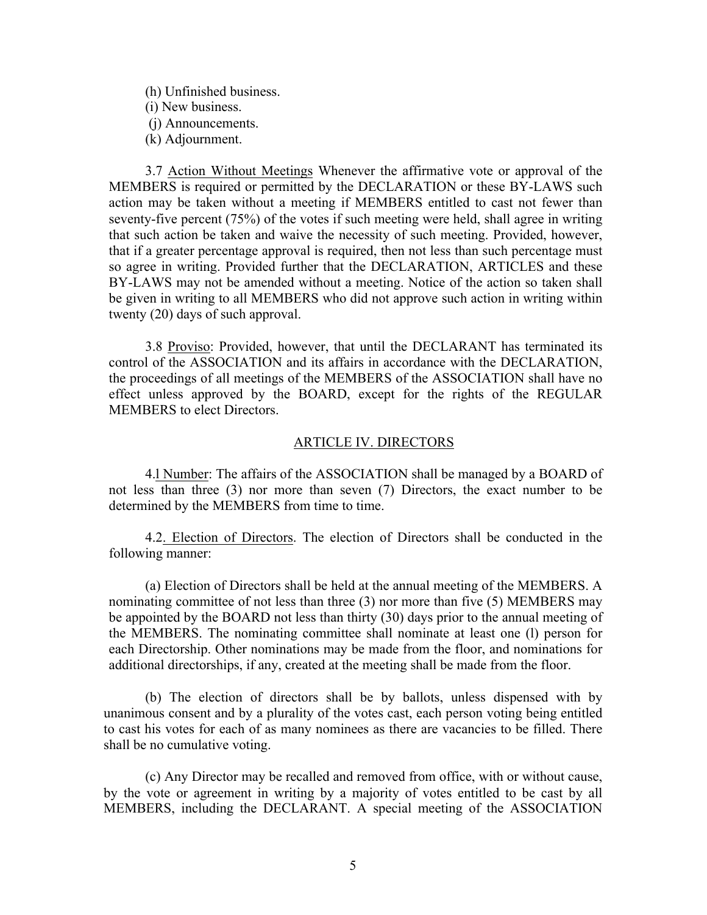(h) Unfinished business.
(i) New business.
(j) Announcements.
(k) Adjournment.

3.7 Action Without Meetings Whenever the affirmative vote or approval of the MEMBERS is required or permitted by the DECLARATION or these BY-LAWS such action may be taken without a meeting if MEMBERS entitled to cast not fewer than seventy-five percent (75%) of the votes if such meeting were held, shall agree in writing that such action be taken and waive the necessity of such meeting. Provided, however, that if a greater percentage approval is required, then not less than such percentage must so agree in writing. Provided further that the DECLARATION, ARTICLES and these BY-LAWS may not be amended without a meeting. Notice of the action so taken shall be given in writing to all MEMBERS who did not approve such action in writing within twenty (20) days of such approval.

3.8 Proviso: Provided, however, that until the DECLARANT has terminated its control of the ASSOCIATION and its affairs in accordance with the DECLARATION, the proceedings of all meetings of the MEMBERS of the ASSOCIATION shall have no effect unless approved by the BOARD, except for the rights of the REGULAR MEMBERS to elect Directors.

## ARTICLE IV. DIRECTORS

4.l Number: The affairs of the ASSOCIATION shall be managed by a BOARD of not less than three (3) nor more than seven (7) Directors, the exact number to be determined by the MEMBERS from time to time.

4.2. Election of Directors. The election of Directors shall be conducted in the following manner:

(a) Election of Directors shall be held at the annual meeting of the MEMBERS. A nominating committee of not less than three (3) nor more than five (5) MEMBERS may be appointed by the BOARD not less than thirty (30) days prior to the annual meeting of the MEMBERS. The nominating committee shall nominate at least one (l) person for each Directorship. Other nominations may be made from the floor, and nominations for additional directorships, if any, created at the meeting shall be made from the floor.

(b) The election of directors shall be by ballots, unless dispensed with by unanimous consent and by a plurality of the votes cast, each person voting being entitled to cast his votes for each of as many nominees as there are vacancies to be filled. There shall be no cumulative voting.

(c) Any Director may be recalled and removed from office, with or without cause, by the vote or agreement in writing by a majority of votes entitled to be cast by all MEMBERS, including the DECLARANT. A special meeting of the ASSOCIATION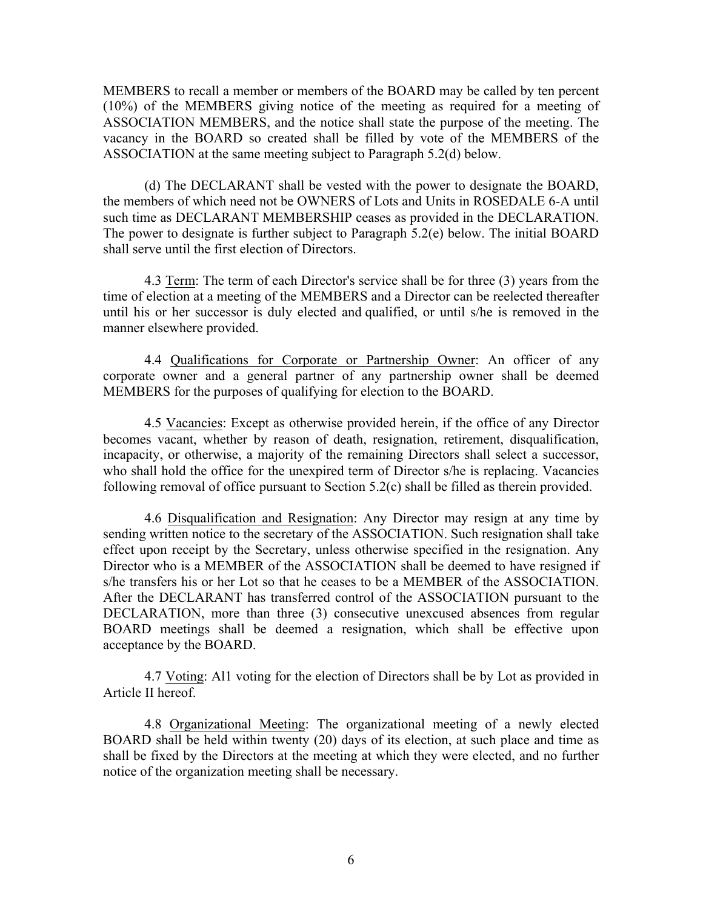MEMBERS to recall a member or members of the BOARD may be called by ten percent (10%) of the MEMBERS giving notice of the meeting as required for a meeting of ASSOCIATION MEMBERS, and the notice shall state the purpose of the meeting. The vacancy in the BOARD so created shall be filled by vote of the MEMBERS of the ASSOCIATION at the same meeting subject to Paragraph 5.2(d) below.

(d) The DECLARANT shall be vested with the power to designate the BOARD, the members of which need not be OWNERS of Lots and Units in ROSEDALE 6-A until such time as DECLARANT MEMBERSHIP ceases as provided in the DECLARATION. The power to designate is further subject to Paragraph 5.2(e) below. The initial BOARD shall serve until the first election of Directors.

4.3 Term: The term of each Director's service shall be for three (3) years from the time of election at a meeting of the MEMBERS and a Director can be reelected thereafter until his or her successor is duly elected and qualified, or until s/he is removed in the manner elsewhere provided.

4.4 Qualifications for Corporate or Partnership Owner: An officer of any corporate owner and a general partner of any partnership owner shall be deemed MEMBERS for the purposes of qualifying for election to the BOARD.

4.5 Vacancies: Except as otherwise provided herein, if the office of any Director becomes vacant, whether by reason of death, resignation, retirement, disqualification, incapacity, or otherwise, a majority of the remaining Directors shall select a successor, who shall hold the office for the unexpired term of Director s/he is replacing. Vacancies following removal of office pursuant to Section 5.2(c) shall be filled as therein provided.

4.6 Disqualification and Resignation: Any Director may resign at any time by sending written notice to the secretary of the ASSOCIATION. Such resignation shall take effect upon receipt by the Secretary, unless otherwise specified in the resignation. Any Director who is a MEMBER of the ASSOCIATION shall be deemed to have resigned if s/he transfers his or her Lot so that he ceases to be a MEMBER of the ASSOCIATION. After the DECLARANT has transferred control of the ASSOCIATION pursuant to the DECLARATION, more than three (3) consecutive unexcused absences from regular BOARD meetings shall be deemed a resignation, which shall be effective upon acceptance by the BOARD.

4.7 Voting: All voting for the election of Directors shall be by Lot as provided in Article II hereof.

4.8 Organizational Meeting: The organizational meeting of a newly elected BOARD shall be held within twenty (20) days of its election, at such place and time as shall be fixed by the Directors at the meeting at which they were elected, and no further notice of the organization meeting shall be necessary.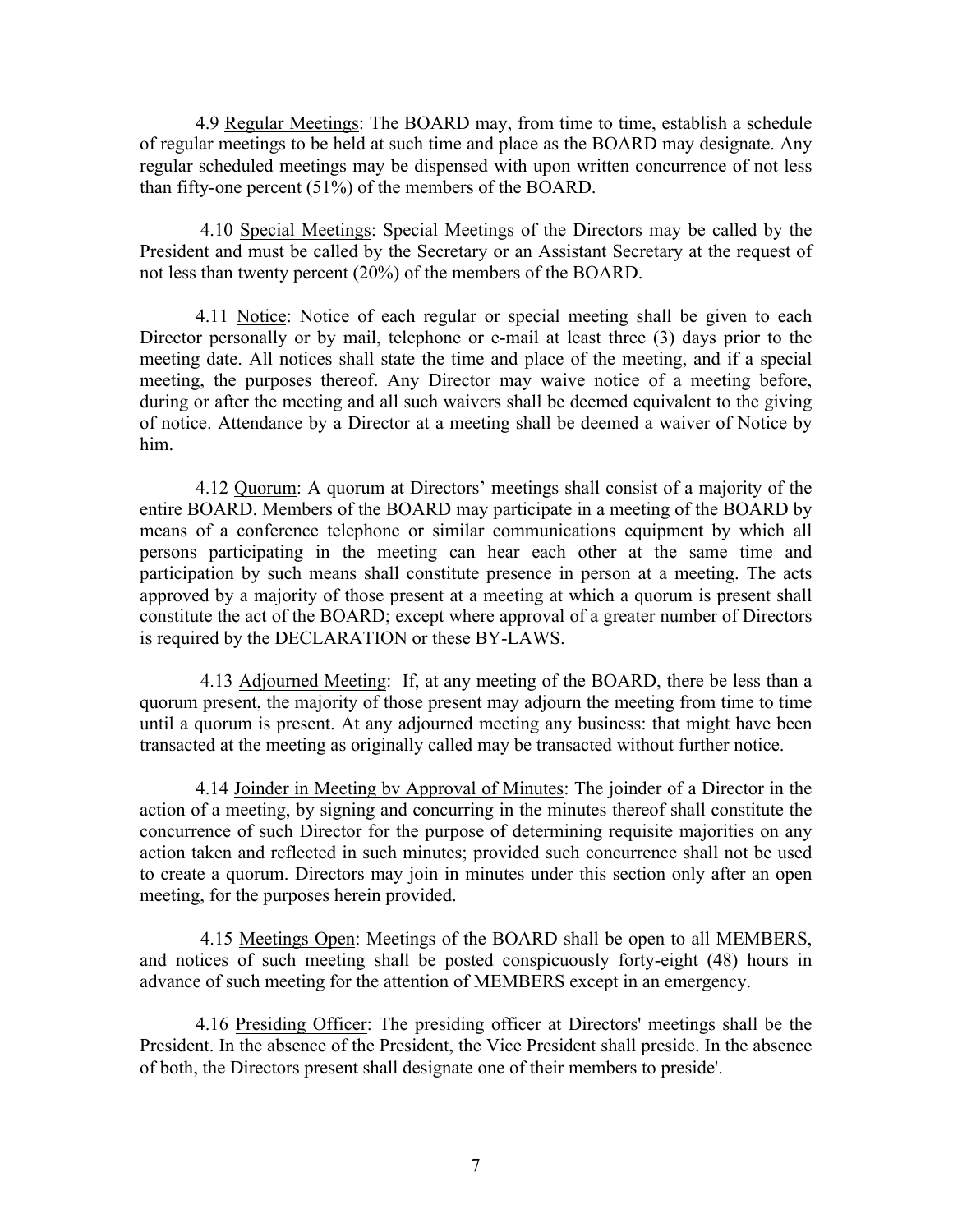4.9 Regular Meetings: The BOARD may, from time to time, establish a schedule of regular meetings to be held at such time and place as the BOARD may designate. Any regular scheduled meetings may be dispensed with upon written concurrence of not less than fifty-one percent (51%) of the members of the BOARD.

4.10 Special Meetings: Special Meetings of the Directors may be called by the President and must be called by the Secretary or an Assistant Secretary at the request of not less than twenty percent (20%) of the members of the BOARD.

4.11 Notice: Notice of each regular or special meeting shall be given to each Director personally or by mail, telephone or e-mail at least three (3) days prior to the meeting date. All notices shall state the time and place of the meeting, and if a special meeting, the purposes thereof. Any Director may waive notice of a meeting before, during or after the meeting and all such waivers shall be deemed equivalent to the giving of notice. Attendance by a Director at a meeting shall be deemed a waiver of Notice by him.

4.12 Quorum: A quorum at Directors' meetings shall consist of a majority of the entire BOARD. Members of the BOARD may participate in a meeting of the BOARD by means of a conference telephone or similar communications equipment by which all persons participating in the meeting can hear each other at the same time and participation by such means shall constitute presence in person at a meeting. The acts approved by a majority of those present at a meeting at which a quorum is present shall constitute the act of the BOARD; except where approval of a greater number of Directors is required by the DECLARATION or these BY-LAWS.

4.13 Adjourned Meeting: If, at any meeting of the BOARD, there be less than a quorum present, the majority of those present may adjourn the meeting from time to time until a quorum is present. At any adjourned meeting any business: that might have been transacted at the meeting as originally called may be transacted without further notice.

4.14 Joinder in Meeting bv Approval of Minutes: The joinder of a Director in the action of a meeting, by signing and concurring in the minutes thereof shall constitute the concurrence of such Director for the purpose of determining requisite majorities on any action taken and reflected in such minutes; provided such concurrence shall not be used to create a quorum. Directors may join in minutes under this section only after an open meeting, for the purposes herein provided.

4.15 Meetings Open: Meetings of the BOARD shall be open to all MEMBERS, and notices of such meeting shall be posted conspicuously forty-eight (48) hours in advance of such meeting for the attention of MEMBERS except in an emergency.

4.16 Presiding Officer: The presiding officer at Directors' meetings shall be the President. In the absence of the President, the Vice President shall preside. In the absence of both, the Directors present shall designate one of their members to preside'.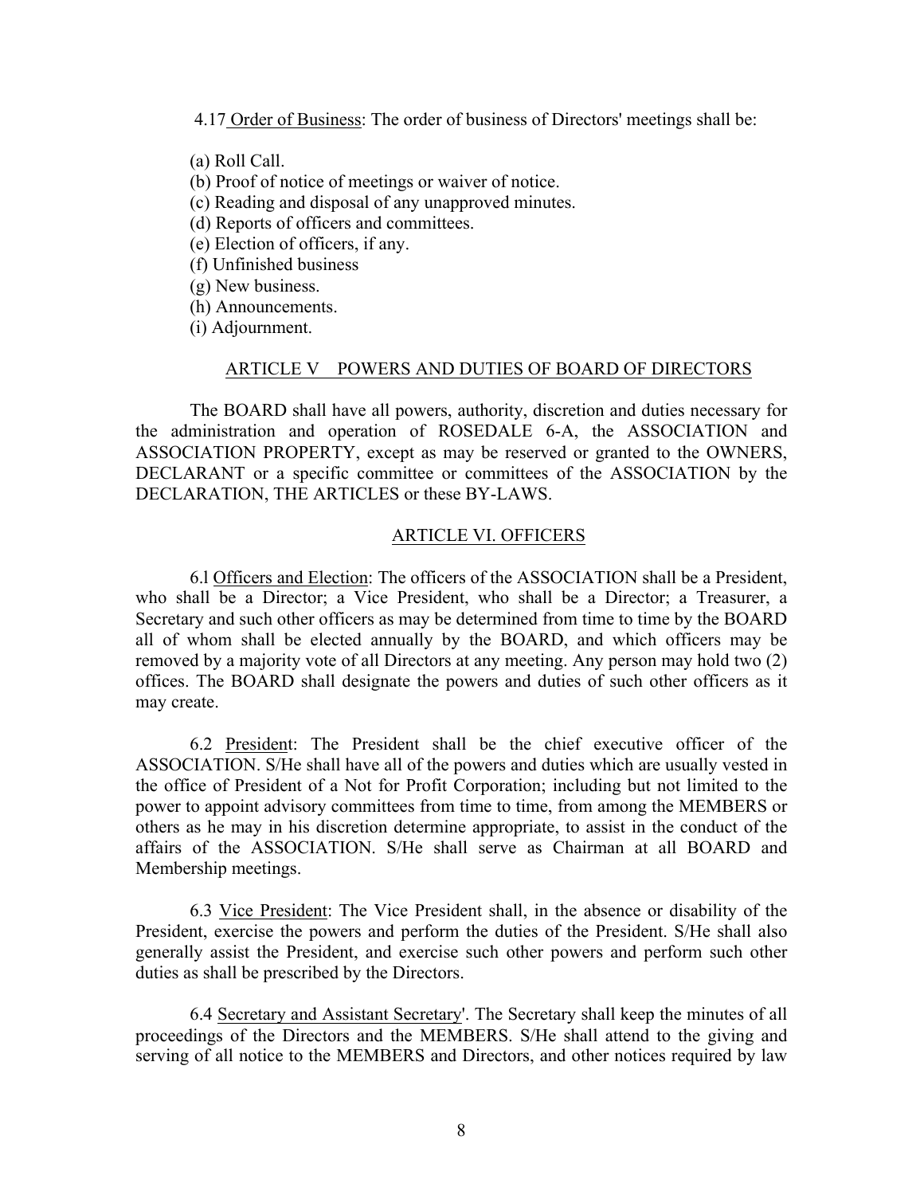4.17 Order of Business: The order of business of Directors' meetings shall be:

(a) Roll Call.
(b) Proof of notice of meetings or waiver of notice.
(c) Reading and disposal of any unapproved minutes.
(d) Reports of officers and committees.
(e) Election of officers, if any.
(f) Unfinished business
(g) New business.
(h) Announcements.
(i) Adjournment.

## ARTICLE V POWERS AND DUTIES OF BOARD OF DIRECTORS

The BOARD shall have all powers, authority, discretion and duties necessary for the administration and operation of ROSEDALE 6-A, the ASSOCIATION and ASSOCIATION PROPERTY, except as may be reserved or granted to the OWNERS, DECLARANT or a specific committee or committees of the ASSOCIATION by the DECLARATION, THE ARTICLES or these BY-LAWS.

## ARTICLE VI. OFFICERS

6.l Officers and Election: The officers of the ASSOCIATION shall be a President, who shall be a Director; a Vice President, who shall be a Director; a Treasurer, a Secretary and such other officers as may be determined from time to time by the BOARD all of whom shall be elected annually by the BOARD, and which officers may be removed by a majority vote of all Directors at any meeting. Any person may hold two (2) offices. The BOARD shall designate the powers and duties of such other officers as it may create.

6.2 President: The President shall be the chief executive officer of the ASSOCIATION. S/He shall have all of the powers and duties which are usually vested in the office of President of a Not for Profit Corporation; including but not limited to the power to appoint advisory committees from time to time, from among the MEMBERS or others as he may in his discretion determine appropriate, to assist in the conduct of the affairs of the ASSOCIATION. S/He shall serve as Chairman at all BOARD and Membership meetings.

6.3 Vice President: The Vice President shall, in the absence or disability of the President, exercise the powers and perform the duties of the President. S/He shall also generally assist the President, and exercise such other powers and perform such other duties as shall be prescribed by the Directors.

6.4 Secretary and Assistant Secretary'. The Secretary shall keep the minutes of all proceedings of the Directors and the MEMBERS. S/He shall attend to the giving and serving of all notice to the MEMBERS and Directors, and other notices required by law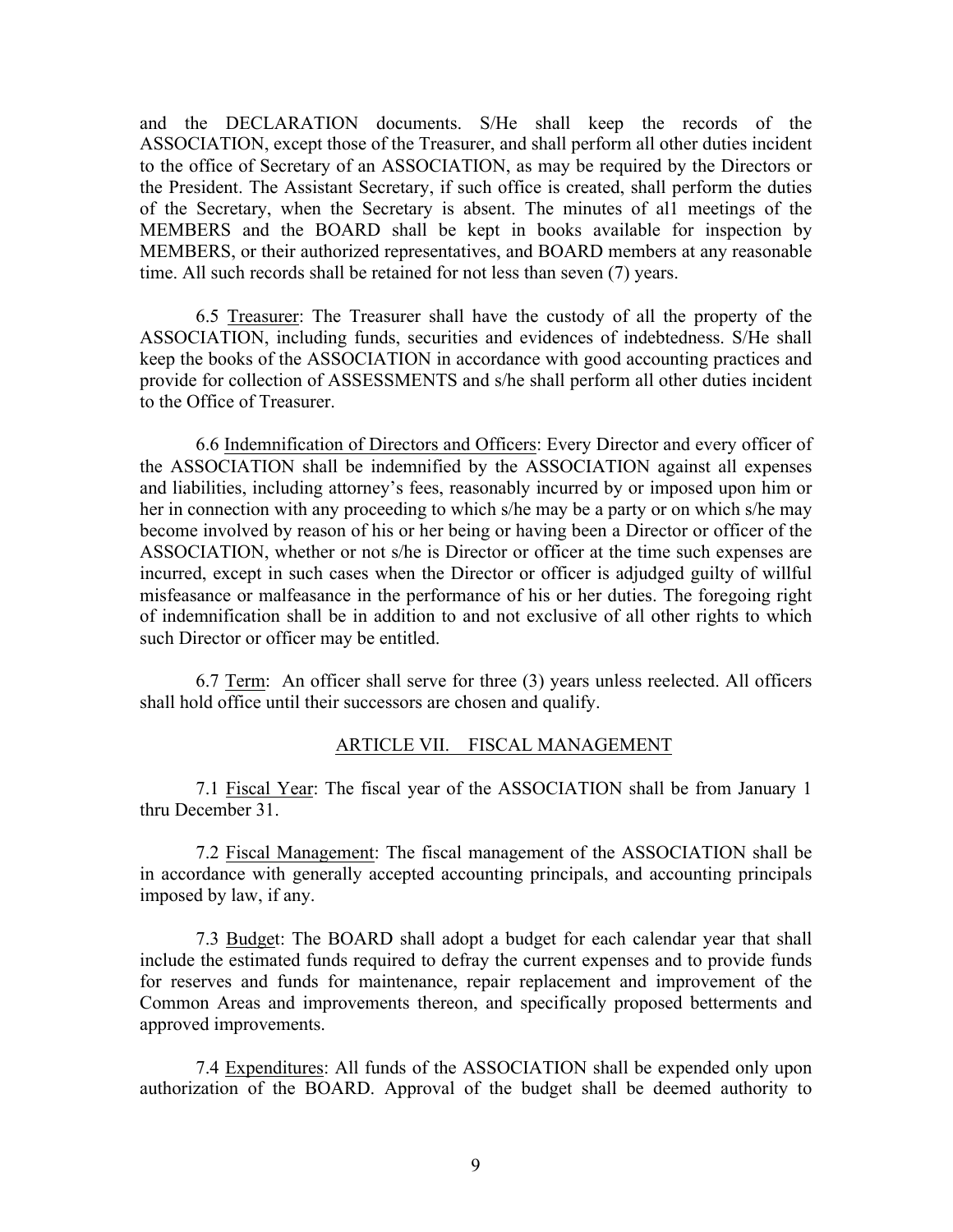and the DECLARATION documents. S/He shall keep the records of the ASSOCIATION, except those of the Treasurer, and shall perform all other duties incident to the office of Secretary of an ASSOCIATION, as may be required by the Directors or the President. The Assistant Secretary, if such office is created, shall perform the duties of the Secretary, when the Secretary is absent. The minutes of al1 meetings of the MEMBERS and the BOARD shall be kept in books available for inspection by MEMBERS, or their authorized representatives, and BOARD members at any reasonable time. All such records shall be retained for not less than seven (7) years.

6.5 <u>Treasurer</u>: The Treasurer shall have the custody of all the property of the ASSOCIATION, including funds, securities and evidences of indebtedness. S/He shall keep the books of the ASSOCIATION in accordance with good accounting practices and provide for collection of ASSESSMENTS and s/he shall perform all other duties incident to the Office of Treasurer.

6.6 <u>Indemnification of Directors and Officers</u>: Every Director and every officer of the ASSOCIATION shall be indemnified by the ASSOCIATION against all expenses and liabilities, including attorney's fees, reasonably incurred by or imposed upon him or her in connection with any proceeding to which s/he may be a party or on which s/he may become involved by reason of his or her being or having been a Director or officer of the ASSOCIATION, whether or not s/he is Director or officer at the time such expenses are incurred, except in such cases when the Director or officer is adjudged guilty of willful misfeasance or malfeasance in the performance of his or her duties. The foregoing right of indemnification shall be in addition to and not exclusive of all other rights to which such Director or officer may be entitled.

6.7 <u>Term</u>: An officer shall serve for three (3) years unless reelected. All officers shall hold office until their successors are chosen and qualify.

## ARTICLE VII. FISCAL MANAGEMENT

7.1 <u>Fiscal Year</u>: The fiscal year of the ASSOCIATION shall be from January 1 thru December 31.

7.2 <u>Fiscal Management</u>: The fiscal management of the ASSOCIATION shall be in accordance with generally accepted accounting principals, and accounting principals imposed by law, if any.

7.3 <u>Budget</u>: The BOARD shall adopt a budget for each calendar year that shall include the estimated funds required to defray the current expenses and to provide funds for reserves and funds for maintenance, repair replacement and improvement of the Common Areas and improvements thereon, and specifically proposed betterments and approved improvements.

7.4 <u>Expenditures</u>: All funds of the ASSOCIATION shall be expended only upon authorization of the BOARD. Approval of the budget shall be deemed authority to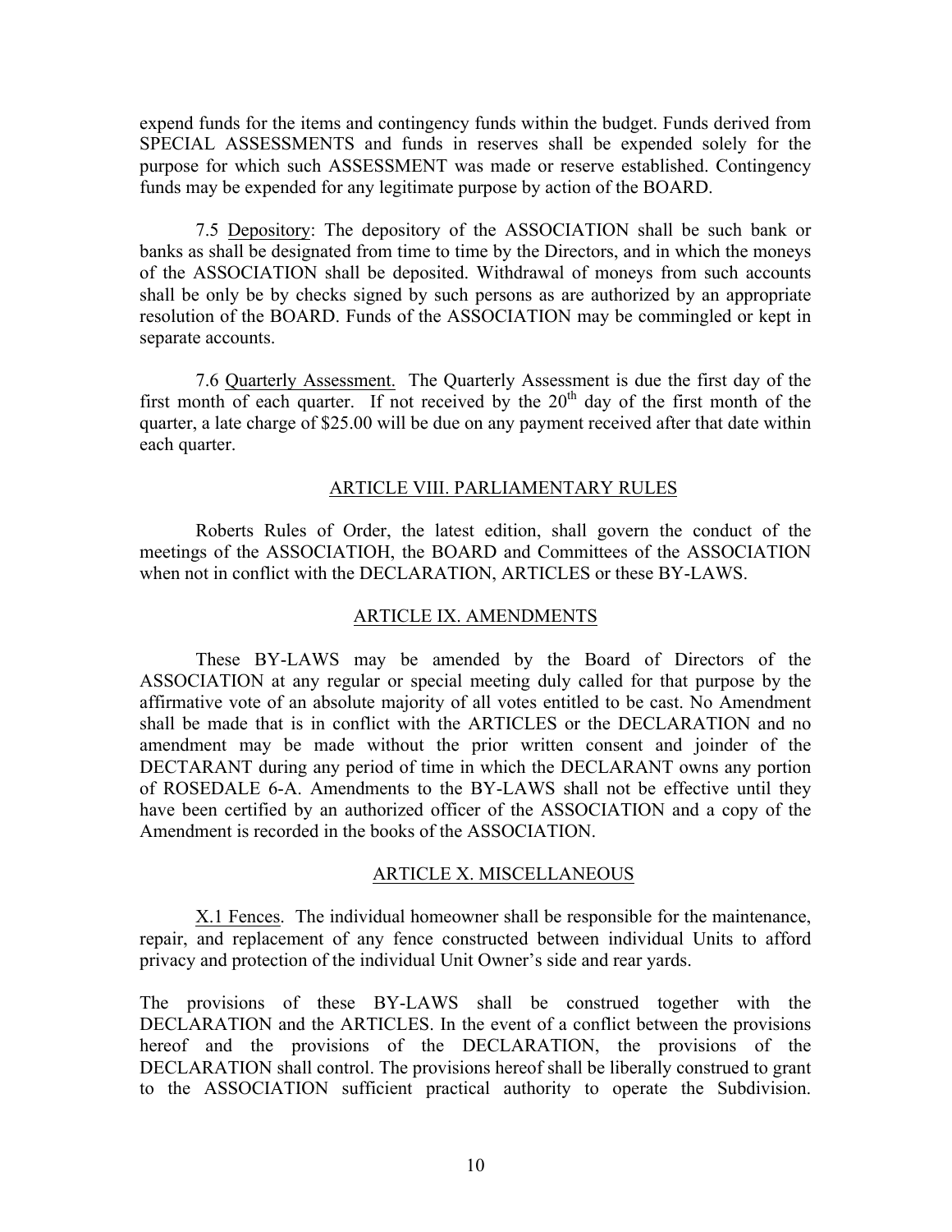expend funds for the items and contingency funds within the budget. Funds derived from SPECIAL ASSESSMENTS and funds in reserves shall be expended solely for the purpose for which such ASSESSMENT was made or reserve established. Contingency funds may be expended for any legitimate purpose by action of the BOARD.

7.5 Depository: The depository of the ASSOCIATION shall be such bank or banks as shall be designated from time to time by the Directors, and in which the moneys of the ASSOCIATION shall be deposited. Withdrawal of moneys from such accounts shall be only be by checks signed by such persons as are authorized by an appropriate resolution of the BOARD. Funds of the ASSOCIATION may be commingled or kept in separate accounts.

7.6 Quarterly Assessment. The Quarterly Assessment is due the first day of the first month of each quarter. If not received by the 20th day of the first month of the quarter, a late charge of $25.00 will be due on any payment received after that date within each quarter.

## ARTICLE VIII. PARLIAMENTARY RULES

Roberts Rules of Order, the latest edition, shall govern the conduct of the meetings of the ASSOCIATIOH, the BOARD and Committees of the ASSOCIATION when not in conflict with the DECLARATION, ARTICLES or these BY-LAWS.

## ARTICLE IX. AMENDMENTS

These BY-LAWS may be amended by the Board of Directors of the ASSOCIATION at any regular or special meeting duly called for that purpose by the affirmative vote of an absolute majority of all votes entitled to be cast. No Amendment shall be made that is in conflict with the ARTICLES or the DECLARATION and no amendment may be made without the prior written consent and joinder of the DECTARANT during any period of time in which the DECLARANT owns any portion of ROSEDALE 6-A. Amendments to the BY-LAWS shall not be effective until they have been certified by an authorized officer of the ASSOCIATION and a copy of the Amendment is recorded in the books of the ASSOCIATION.

## ARTICLE X. MISCELLANEOUS

X.1 Fences. The individual homeowner shall be responsible for the maintenance, repair, and replacement of any fence constructed between individual Units to afford privacy and protection of the individual Unit Owner's side and rear yards.

The provisions of these BY-LAWS shall be construed together with the DECLARATION and the ARTICLES. In the event of a conflict between the provisions hereof and the provisions of the DECLARATION, the provisions of the DECLARATION shall control. The provisions hereof shall be liberally construed to grant to the ASSOCIATION sufficient practical authority to operate the Subdivision.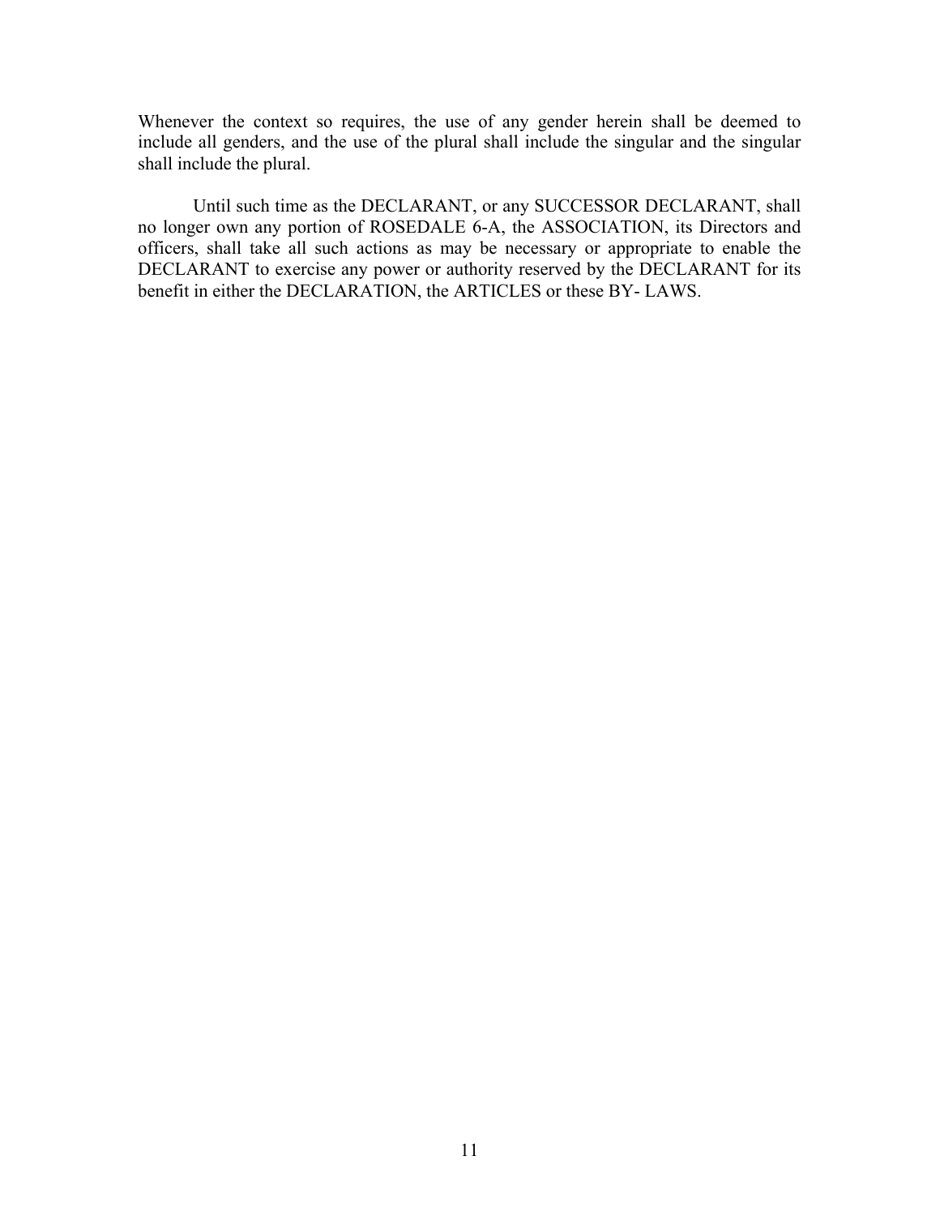Whenever the context so requires, the use of any gender herein shall be deemed to include all genders, and the use of the plural shall include the singular and the singular shall include the plural.

Until such time as the DECLARANT, or any SUCCESSOR DECLARANT, shall no longer own any portion of ROSEDALE 6-A, the ASSOCIATION, its Directors and officers, shall take all such actions as may be necessary or appropriate to enable the DECLARANT to exercise any power or authority reserved by the DECLARANT for its benefit in either the DECLARATION, the ARTICLES or these BY- LAWS.